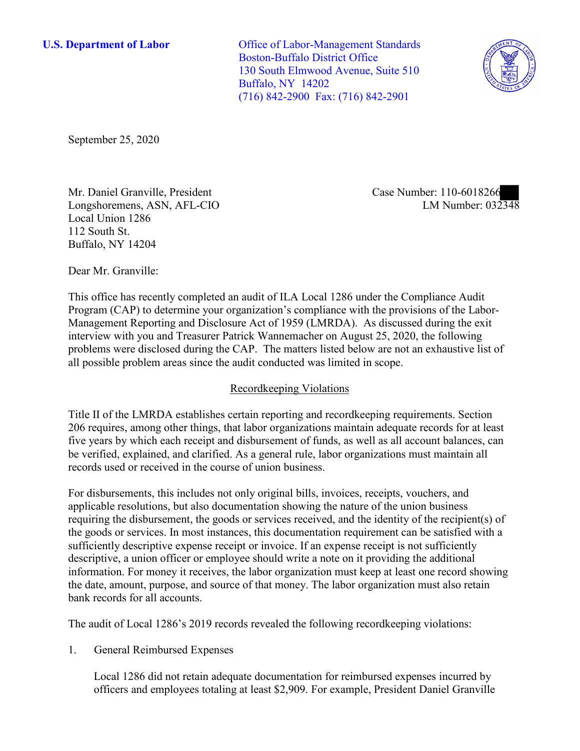**U.S. Department of Labor**

Office of Labor-Management Standards
Boston-Buffalo District Office
130 South Elmwood Avenue, Suite 510
Buffalo, NY 14202
(716) 842-2900 Fax: (716) 842-2901

September 25, 2020

Mr. Daniel Granville, President
Longshoremens, ASN, AFL-CIO
Local Union 1286
112 South St.
Buffalo, NY 14204

Case Number: 110-6018266
LM Number: 032348

Dear Mr. Granville:

This office has recently completed an audit of ILA Local 1286 under the Compliance Audit Program (CAP) to determine your organization's compliance with the provisions of the Labor-Management Reporting and Disclosure Act of 1959 (LMRDA). As discussed during the exit interview with you and Treasurer Patrick Wannemacher on August 25, 2020, the following problems were disclosed during the CAP. The matters listed below are not an exhaustive list of all possible problem areas since the audit conducted was limited in scope.

## Recordkeeping Violations

Title II of the LMRDA establishes certain reporting and recordkeeping requirements. Section 206 requires, among other things, that labor organizations maintain adequate records for at least five years by which each receipt and disbursement of funds, as well as all account balances, can be verified, explained, and clarified. As a general rule, labor organizations must maintain all records used or received in the course of union business.

For disbursements, this includes not only original bills, invoices, receipts, vouchers, and applicable resolutions, but also documentation showing the nature of the union business requiring the disbursement, the goods or services received, and the identity of the recipient(s) of the goods or services. In most instances, this documentation requirement can be satisfied with a sufficiently descriptive expense receipt or invoice. If an expense receipt is not sufficiently descriptive, a union officer or employee should write a note on it providing the additional information. For money it receives, the labor organization must keep at least one record showing the date, amount, purpose, and source of that money. The labor organization must also retain bank records for all accounts.

The audit of Local 1286's 2019 records revealed the following recordkeeping violations:

1. General Reimbursed Expenses

   Local 1286 did not retain adequate documentation for reimbursed expenses incurred by officers and employees totaling at least $2,909. For example, President Daniel Granville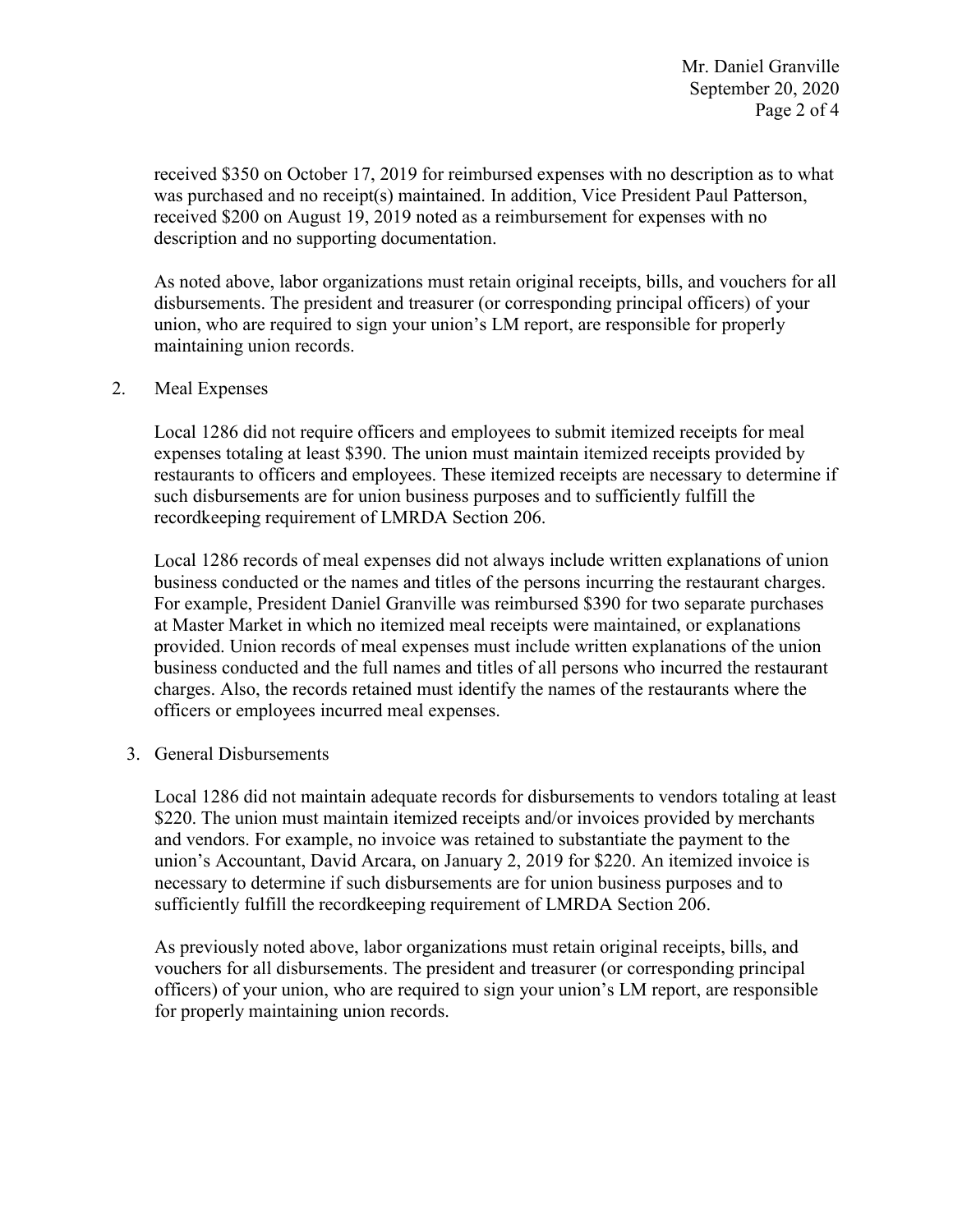received $350 on October 17, 2019 for reimbursed expenses with no description as to what was purchased and no receipt(s) maintained. In addition, Vice President Paul Patterson, received $200 on August 19, 2019 noted as a reimbursement for expenses with no description and no supporting documentation.

As noted above, labor organizations must retain original receipts, bills, and vouchers for all disbursements. The president and treasurer (or corresponding principal officers) of your union, who are required to sign your union's LM report, are responsible for properly maintaining union records.

2. Meal Expenses

   Local 1286 did not require officers and employees to submit itemized receipts for meal expenses totaling at least $390. The union must maintain itemized receipts provided by restaurants to officers and employees. These itemized receipts are necessary to determine if such disbursements are for union business purposes and to sufficiently fulfill the recordkeeping requirement of LMRDA Section 206.

   Local 1286 records of meal expenses did not always include written explanations of union business conducted or the names and titles of the persons incurring the restaurant charges. For example, President Daniel Granville was reimbursed $390 for two separate purchases at Master Market in which no itemized meal receipts were maintained, or explanations provided. Union records of meal expenses must include written explanations of the union business conducted and the full names and titles of all persons who incurred the restaurant charges. Also, the records retained must identify the names of the restaurants where the officers or employees incurred meal expenses.

3. General Disbursements

   Local 1286 did not maintain adequate records for disbursements to vendors totaling at least $220. The union must maintain itemized receipts and/or invoices provided by merchants and vendors. For example, no invoice was retained to substantiate the payment to the union's Accountant, David Arcara, on January 2, 2019 for $220. An itemized invoice is necessary to determine if such disbursements are for union business purposes and to sufficiently fulfill the recordkeeping requirement of LMRDA Section 206.

   As previously noted above, labor organizations must retain original receipts, bills, and vouchers for all disbursements. The president and treasurer (or corresponding principal officers) of your union, who are required to sign your union's LM report, are responsible for properly maintaining union records.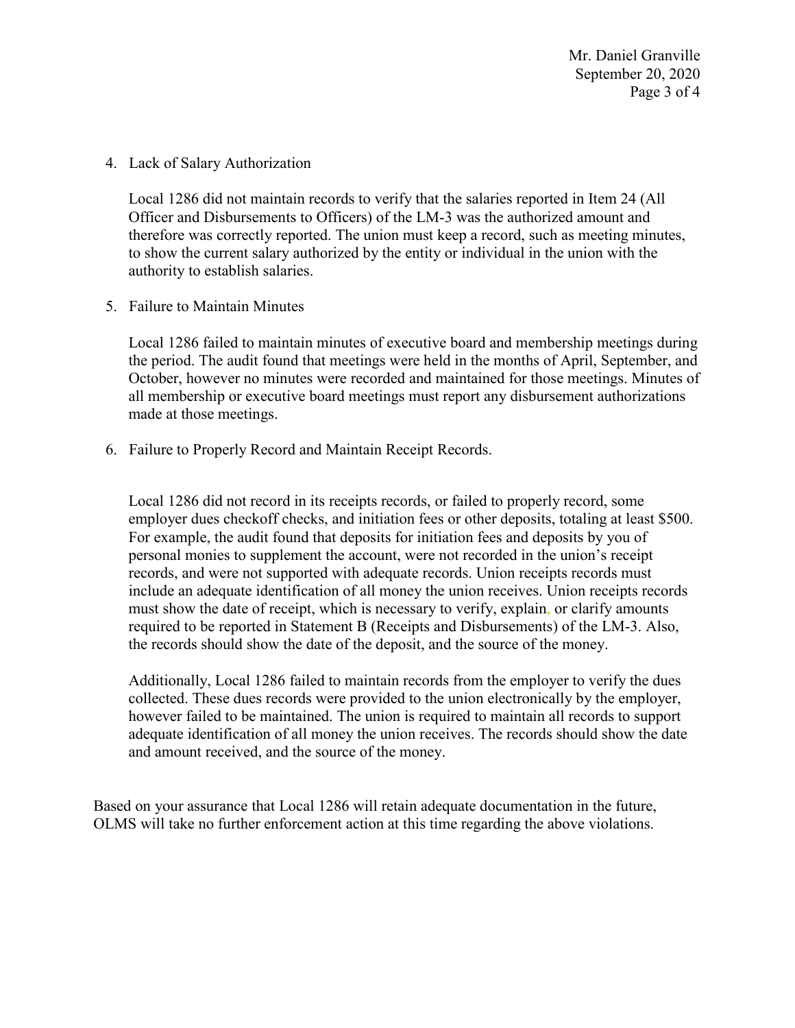4. Lack of Salary Authorization

   Local 1286 did not maintain records to verify that the salaries reported in Item 24 (All Officer and Disbursements to Officers) of the LM-3 was the authorized amount and therefore was correctly reported. The union must keep a record, such as meeting minutes, to show the current salary authorized by the entity or individual in the union with the authority to establish salaries.

5. Failure to Maintain Minutes

   Local 1286 failed to maintain minutes of executive board and membership meetings during the period. The audit found that meetings were held in the months of April, September, and October, however no minutes were recorded and maintained for those meetings. Minutes of all membership or executive board meetings must report any disbursement authorizations made at those meetings.

6. Failure to Properly Record and Maintain Receipt Records.

   Local 1286 did not record in its receipts records, or failed to properly record, some employer dues checkoff checks, and initiation fees or other deposits, totaling at least $500. For example, the audit found that deposits for initiation fees and deposits by you of personal monies to supplement the account, were not recorded in the union's receipt records, and were not supported with adequate records. Union receipts records must include an adequate identification of all money the union receives. Union receipts records must show the date of receipt, which is necessary to verify, explain, or clarify amounts required to be reported in Statement B (Receipts and Disbursements) of the LM-3. Also, the records should show the date of the deposit, and the source of the money.

   Additionally, Local 1286 failed to maintain records from the employer to verify the dues collected. These dues records were provided to the union electronically by the employer, however failed to be maintained. The union is required to maintain all records to support adequate identification of all money the union receives. The records should show the date and amount received, and the source of the money.

Based on your assurance that Local 1286 will retain adequate documentation in the future, OLMS will take no further enforcement action at this time regarding the above violations.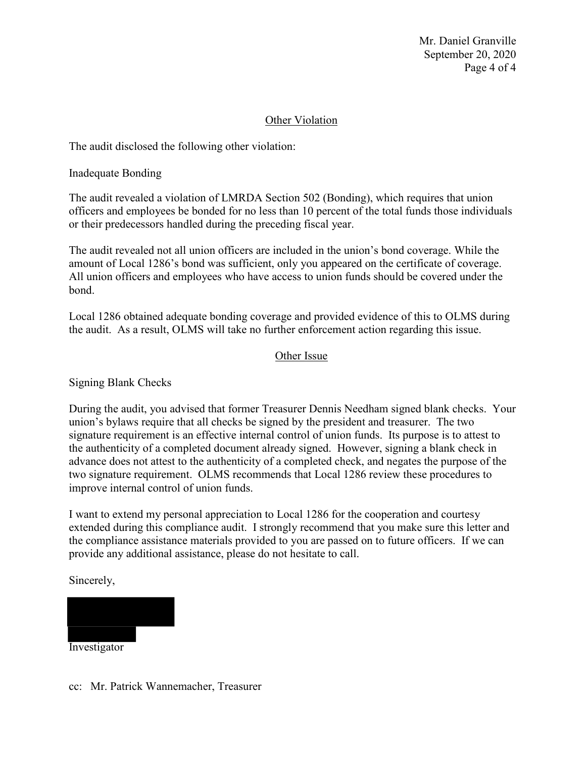## Other Violation

The audit disclosed the following other violation:

Inadequate Bonding

The audit revealed a violation of LMRDA Section 502 (Bonding), which requires that union officers and employees be bonded for no less than 10 percent of the total funds those individuals or their predecessors handled during the preceding fiscal year.

The audit revealed not all union officers are included in the union's bond coverage. While the amount of Local 1286's bond was sufficient, only you appeared on the certificate of coverage. All union officers and employees who have access to union funds should be covered under the bond.

Local 1286 obtained adequate bonding coverage and provided evidence of this to OLMS during the audit. As a result, OLMS will take no further enforcement action regarding this issue.

## Other Issue

Signing Blank Checks

During the audit, you advised that former Treasurer Dennis Needham signed blank checks. Your union's bylaws require that all checks be signed by the president and treasurer. The two signature requirement is an effective internal control of union funds. Its purpose is to attest to the authenticity of a completed document already signed. However, signing a blank check in advance does not attest to the authenticity of a completed check, and negates the purpose of the two signature requirement. OLMS recommends that Local 1286 review these procedures to improve internal control of union funds.

I want to extend my personal appreciation to Local 1286 for the cooperation and courtesy extended during this compliance audit. I strongly recommend that you make sure this letter and the compliance assistance materials provided to you are passed on to future officers. If we can provide any additional assistance, please do not hesitate to call.

Sincerely,

Investigator

cc: Mr. Patrick Wannemacher, Treasurer